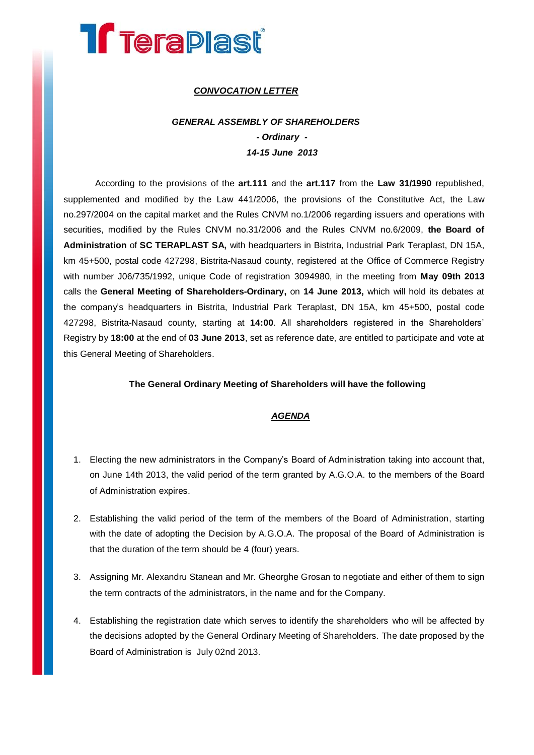# ***CONVOCATION LETTER***

## ***GENERAL ASSEMBLY OF SHAREHOLDERS***

***- Ordinary -***

***14-15 June 2013***

According to the provisions of the **art.111** and the **art.117** from the **Law 31/1990** republished, supplemented and modified by the Law 441/2006, the provisions of the Constitutive Act, the Law no.297/2004 on the capital market and the Rules CNVM no.1/2006 regarding issuers and operations with securities, modified by the Rules CNVM no.31/2006 and the Rules CNVM no.6/2009, **the Board of Administration** of **SC TERAPLAST SA,** with headquarters in Bistrita, Industrial Park Teraplast, DN 15A, km 45+500, postal code 427298, Bistrita-Nasaud county, registered at the Office of Commerce Registry with number J06/735/1992, unique Code of registration 3094980, in the meeting from **May 09th 2013** calls the **General Meeting of Shareholders-Ordinary,** on **14 June 2013,** which will hold its debates at the company's headquarters in Bistrita, Industrial Park Teraplast, DN 15A, km 45+500, postal code 427298, Bistrita-Nasaud county, starting at **14:00**. All shareholders registered in the Shareholders' Registry by **18:00** at the end of **03 June 2013**, set as reference date, are entitled to participate and vote at this General Meeting of Shareholders.

**The General Ordinary Meeting of Shareholders will have the following**

***AGENDA***

1. Electing the new administrators in the Company's Board of Administration taking into account that, on June 14th 2013, the valid period of the term granted by A.G.O.A. to the members of the Board of Administration expires.
2. Establishing the valid period of the term of the members of the Board of Administration, starting with the date of adopting the Decision by A.G.O.A. The proposal of the Board of Administration is that the duration of the term should be 4 (four) years.
3. Assigning Mr. Alexandru Stanean and Mr. Gheorghe Grosan to negotiate and either of them to sign the term contracts of the administrators, in the name and for the Company.
4. Establishing the registration date which serves to identify the shareholders who will be affected by the decisions adopted by the General Ordinary Meeting of Shareholders. The date proposed by the Board of Administration is July 02nd 2013.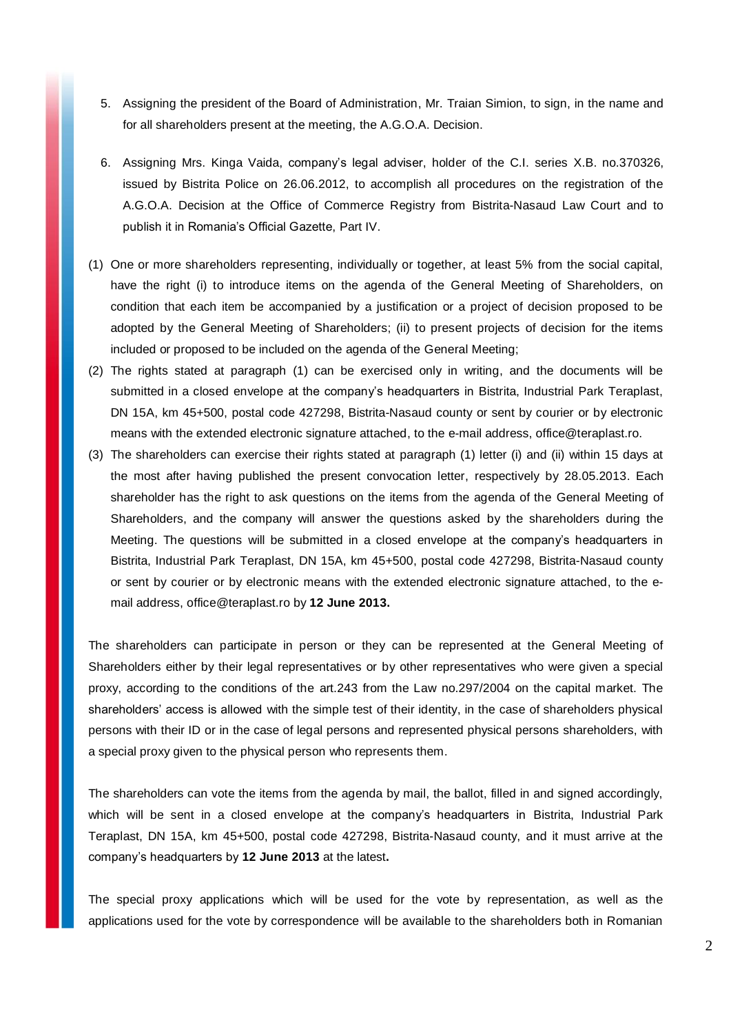5. Assigning the president of the Board of Administration, Mr. Traian Simion, to sign, in the name and for all shareholders present at the meeting, the A.G.O.A. Decision.

6. Assigning Mrs. Kinga Vaida, company's legal adviser, holder of the C.I. series X.B. no.370326, issued by Bistrita Police on 26.06.2012, to accomplish all procedures on the registration of the A.G.O.A. Decision at the Office of Commerce Registry from Bistrita-Nasaud Law Court and to publish it in Romania's Official Gazette, Part IV.

(1) One or more shareholders representing, individually or together, at least 5% from the social capital, have the right (i) to introduce items on the agenda of the General Meeting of Shareholders, on condition that each item be accompanied by a justification or a project of decision proposed to be adopted by the General Meeting of Shareholders; (ii) to present projects of decision for the items included or proposed to be included on the agenda of the General Meeting;

(2) The rights stated at paragraph (1) can be exercised only in writing, and the documents will be submitted in a closed envelope at the company's headquarters in Bistrita, Industrial Park Teraplast, DN 15A, km 45+500, postal code 427298, Bistrita-Nasaud county or sent by courier or by electronic means with the extended electronic signature attached, to the e-mail address, office@teraplast.ro.

(3) The shareholders can exercise their rights stated at paragraph (1) letter (i) and (ii) within 15 days at the most after having published the present convocation letter, respectively by 28.05.2013. Each shareholder has the right to ask questions on the items from the agenda of the General Meeting of Shareholders, and the company will answer the questions asked by the shareholders during the Meeting. The questions will be submitted in a closed envelope at the company's headquarters in Bistrita, Industrial Park Teraplast, DN 15A, km 45+500, postal code 427298, Bistrita-Nasaud county or sent by courier or by electronic means with the extended electronic signature attached, to the e-mail address, office@teraplast.ro by **12 June 2013.**

The shareholders can participate in person or they can be represented at the General Meeting of Shareholders either by their legal representatives or by other representatives who were given a special proxy, according to the conditions of the art.243 from the Law no.297/2004 on the capital market. The shareholders' access is allowed with the simple test of their identity, in the case of shareholders physical persons with their ID or in the case of legal persons and represented physical persons shareholders, with a special proxy given to the physical person who represents them.

The shareholders can vote the items from the agenda by mail, the ballot, filled in and signed accordingly, which will be sent in a closed envelope at the company's headquarters in Bistrita, Industrial Park Teraplast, DN 15A, km 45+500, postal code 427298, Bistrita-Nasaud county, and it must arrive at the company's headquarters by **12 June 2013** at the latest**.**

The special proxy applications which will be used for the vote by representation, as well as the applications used for the vote by correspondence will be available to the shareholders both in Romanian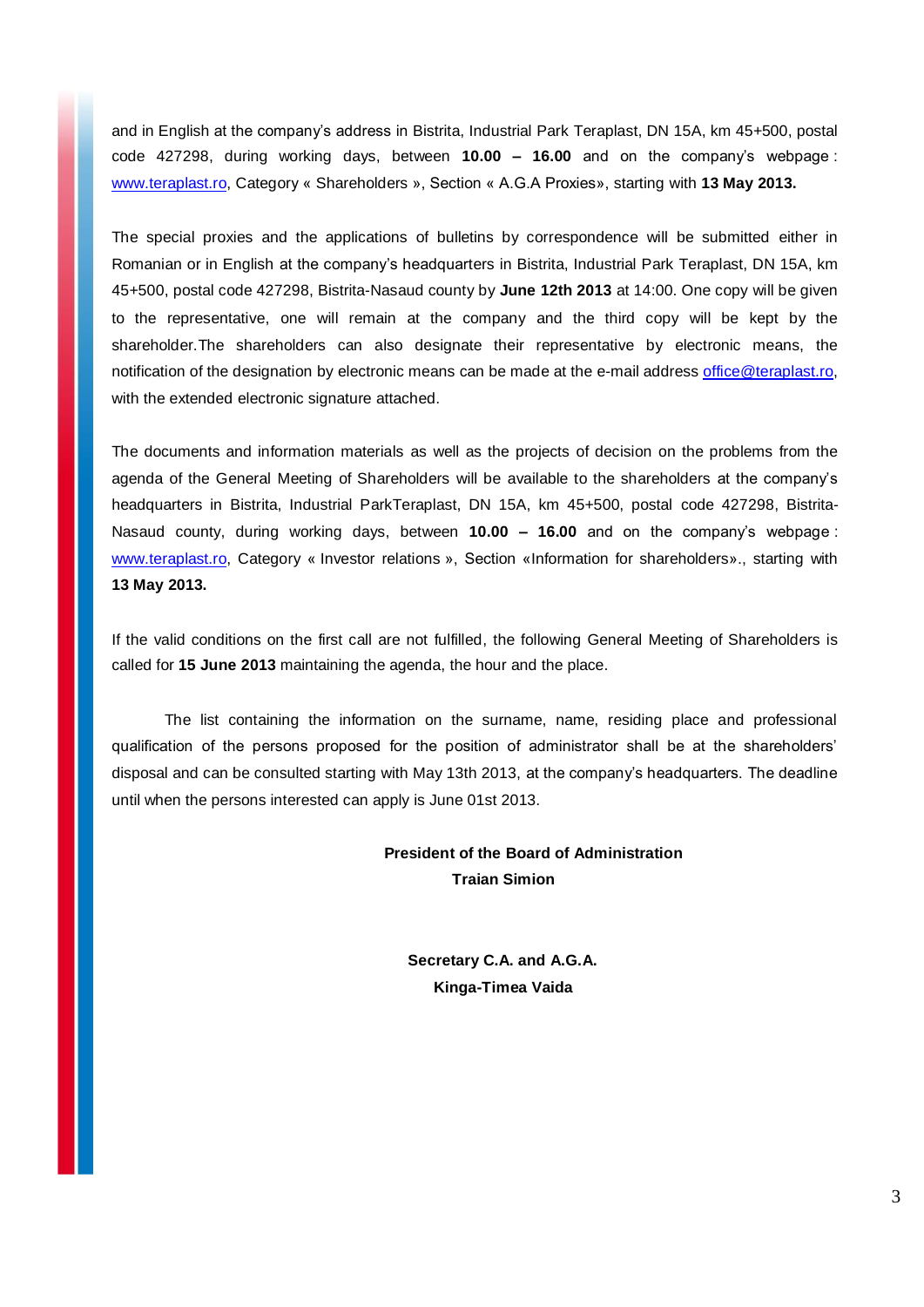and in English at the company's address in Bistrita, Industrial Park Teraplast, DN 15A, km 45+500, postal code 427298, during working days, between **10.00 – 16.00** and on the company's webpage : www.teraplast.ro, Category « Shareholders », Section « A.G.A Proxies», starting with **13 May 2013.**

The special proxies and the applications of bulletins by correspondence will be submitted either in Romanian or in English at the company's headquarters in Bistrita, Industrial Park Teraplast, DN 15A, km 45+500, postal code 427298, Bistrita-Nasaud county by **June 12th 2013** at 14:00. One copy will be given to the representative, one will remain at the company and the third copy will be kept by the shareholder.The shareholders can also designate their representative by electronic means, the notification of the designation by electronic means can be made at the e-mail address office@teraplast.ro, with the extended electronic signature attached.

The documents and information materials as well as the projects of decision on the problems from the agenda of the General Meeting of Shareholders will be available to the shareholders at the company's headquarters in Bistrita, Industrial ParkTeraplast, DN 15A, km 45+500, postal code 427298, Bistrita-Nasaud county, during working days, between **10.00 – 16.00** and on the company's webpage : www.teraplast.ro, Category « Investor relations », Section «Information for shareholders»., starting with **13 May 2013.**

If the valid conditions on the first call are not fulfilled, the following General Meeting of Shareholders is called for **15 June 2013** maintaining the agenda, the hour and the place.

The list containing the information on the surname, name, residing place and professional qualification of the persons proposed for the position of administrator shall be at the shareholders' disposal and can be consulted starting with May 13th 2013, at the company's headquarters. The deadline until when the persons interested can apply is June 01st 2013.

**President of the Board of Administration**
**Traian Simion**

**Secretary C.A. and A.G.A.**
**Kinga-Timea Vaida**